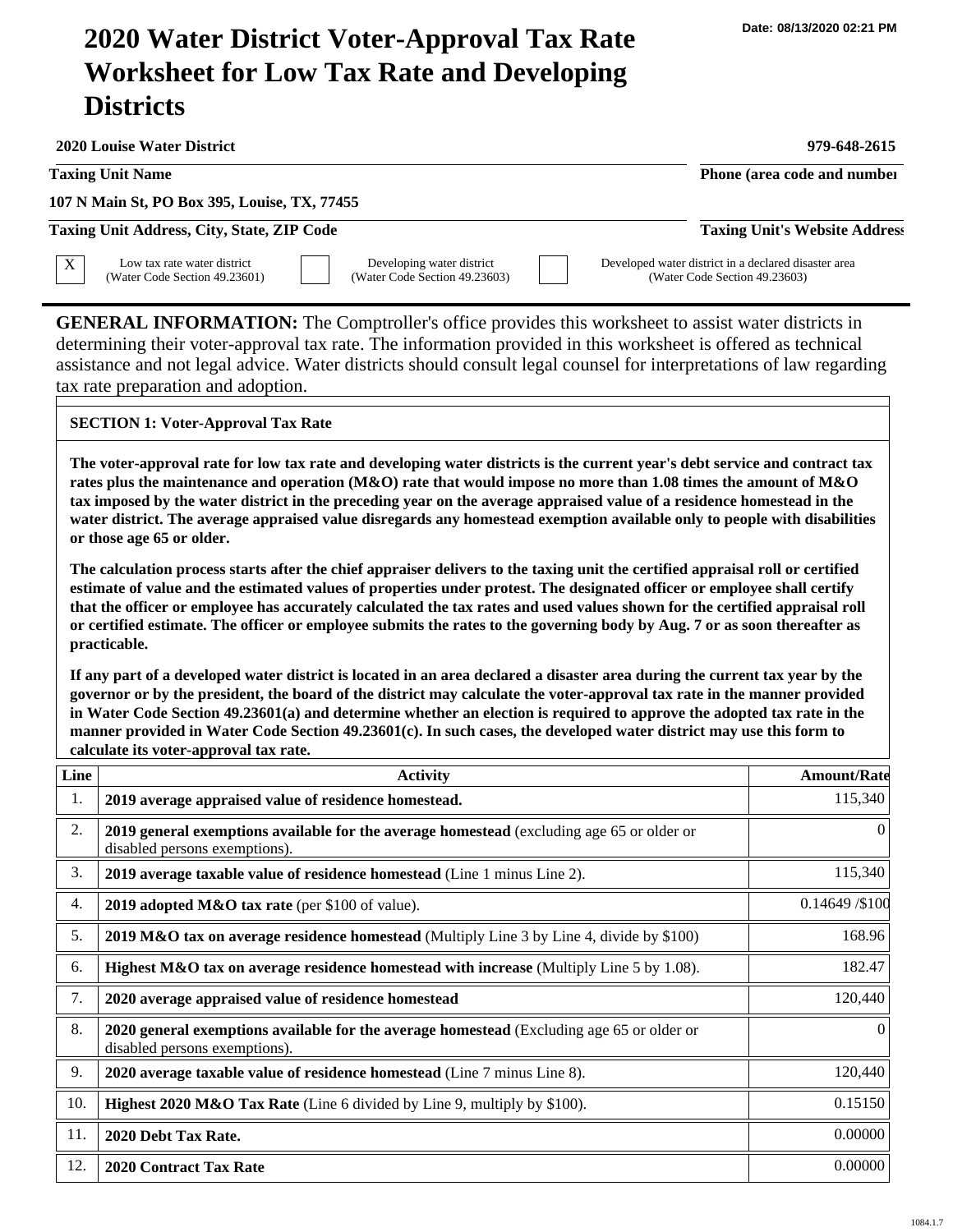Date: 08/13/2020 02:21 PM

# 2020 Water District Voter-Approval Tax Rate Worksheet for Low Tax Rate and Developing Districts

| | |
|---|---|
| **2020 Louise Water District** | **979-648-2615** |
| **Taxing Unit Name** | **Phone (area code and number)** |
| **107 N Main St, PO Box 395, Louise, TX, 77455** | |
| **Taxing Unit Address, City, State, ZIP Code** | **Taxing Unit's Website Address** |

- [X] Low tax rate water district (Water Code Section 49.23601)
- [ ] Developing water district (Water Code Section 49.23603)
- [ ] Developed water district in a declared disaster area (Water Code Section 49.23603)

**GENERAL INFORMATION:** The Comptroller's office provides this worksheet to assist water districts in determining their voter-approval tax rate. The information provided in this worksheet is offered as technical assistance and not legal advice. Water districts should consult legal counsel for interpretations of law regarding tax rate preparation and adoption.

## SECTION 1: Voter-Approval Tax Rate

**The voter-approval rate for low tax rate and developing water districts is the current year's debt service and contract tax rates plus the maintenance and operation (M&O) rate that would impose no more than 1.08 times the amount of M&O tax imposed by the water district in the preceding year on the average appraised value of a residence homestead in the water district. The average appraised value disregards any homestead exemption available only to people with disabilities or those age 65 or older.**

**The calculation process starts after the chief appraiser delivers to the taxing unit the certified appraisal roll or certified estimate of value and the estimated values of properties under protest. The designated officer or employee shall certify that the officer or employee has accurately calculated the tax rates and used values shown for the certified appraisal roll or certified estimate. The officer or employee submits the rates to the governing body by Aug. 7 or as soon thereafter as practicable.**

**If any part of a developed water district is located in an area declared a disaster area during the current tax year by the governor or by the president, the board of the district may calculate the voter-approval tax rate in the manner provided in Water Code Section 49.23601(a) and determine whether an election is required to approve the adopted tax rate in the manner provided in Water Code Section 49.23601(c). In such cases, the developed water district may use this form to calculate its voter-approval tax rate.**

| Line | Activity | Amount/Rate |
|---|---|---|
| 1. | **2019 average appraised value of residence homestead.** | 115,340 |
| 2. | **2019 general exemptions available for the average homestead** (excluding age 65 or older or disabled persons exemptions). | 0 |
| 3. | **2019 average taxable value of residence homestead** (Line 1 minus Line 2). | 115,340 |
| 4. | **2019 adopted M&O tax rate** (per $100 of value). | 0.14649 /$100 |
| 5. | **2019 M&O tax on average residence homestead** (Multiply Line 3 by Line 4, divide by $100) | 168.96 |
| 6. | **Highest M&O tax on average residence homestead with increase** (Multiply Line 5 by 1.08). | 182.47 |
| 7. | **2020 average appraised value of residence homestead** | 120,440 |
| 8. | **2020 general exemptions available for the average homestead** (Excluding age 65 or older or disabled persons exemptions). | 0 |
| 9. | **2020 average taxable value of residence homestead** (Line 7 minus Line 8). | 120,440 |
| 10. | **Highest 2020 M&O Tax Rate** (Line 6 divided by Line 9, multiply by $100). | 0.15150 |
| 11. | **2020 Debt Tax Rate.** | 0.00000 |
| 12. | **2020 Contract Tax Rate** | 0.00000 |

1084.1.7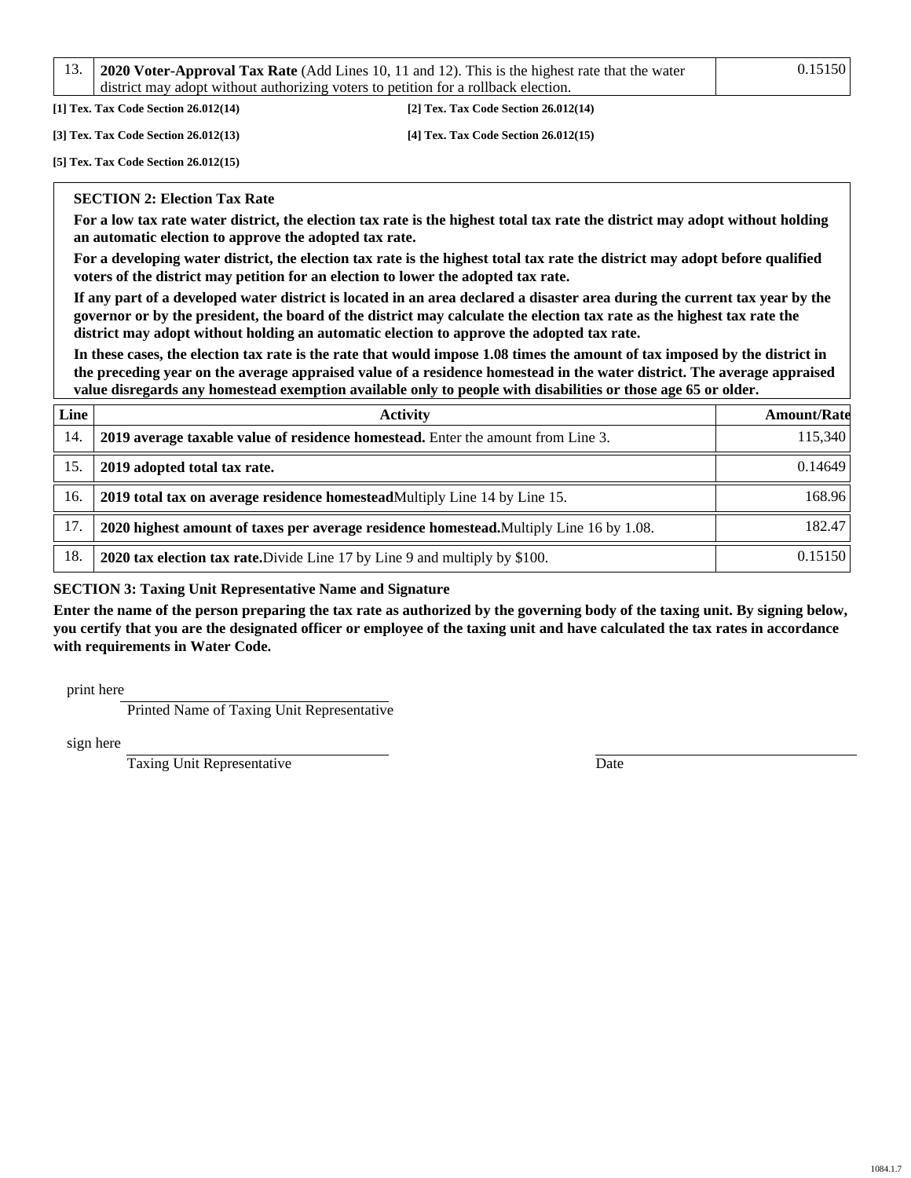| | | |
|---|---|---|
| 13. | **2020 Voter-Approval Tax Rate** (Add Lines 10, 11 and 12). This is the highest rate that the water district may adopt without authorizing voters to petition for a rollback election. | 0.15150 |

**[1] Tex. Tax Code Section 26.012(14)**

**[2] Tex. Tax Code Section 26.012(14)**

**[3] Tex. Tax Code Section 26.012(13)**

**[4] Tex. Tax Code Section 26.012(15)**

**[5] Tex. Tax Code Section 26.012(15)**

**SECTION 2: Election Tax Rate**

**For a low tax rate water district, the election tax rate is the highest total tax rate the district may adopt without holding an automatic election to approve the adopted tax rate.**

**For a developing water district, the election tax rate is the highest total tax rate the district may adopt before qualified voters of the district may petition for an election to lower the adopted tax rate.**

**If any part of a developed water district is located in an area declared a disaster area during the current tax year by the governor or by the president, the board of the district may calculate the election tax rate as the highest tax rate the district may adopt without holding an automatic election to approve the adopted tax rate.**

**In these cases, the election tax rate is the rate that would impose 1.08 times the amount of tax imposed by the district in the preceding year on the average appraised value of a residence homestead in the water district. The average appraised value disregards any homestead exemption available only to people with disabilities or those age 65 or older.**

| Line | Activity | Amount/Rate |
|---|---|---|
| 14. | **2019 average taxable value of residence homestead.** Enter the amount from Line 3. | 115,340 |
| 15. | **2019 adopted total tax rate.** | 0.14649 |
| 16. | **2019 total tax on average residence homestead** Multiply Line 14 by Line 15. | 168.96 |
| 17. | **2020 highest amount of taxes per average residence homestead.** Multiply Line 16 by 1.08. | 182.47 |
| 18. | **2020 tax election tax rate.** Divide Line 17 by Line 9 and multiply by $100. | 0.15150 |

**SECTION 3: Taxing Unit Representative Name and Signature**

**Enter the name of the person preparing the tax rate as authorized by the governing body of the taxing unit. By signing below, you certify that you are the designated officer or employee of the taxing unit and have calculated the tax rates in accordance with requirements in Water Code.**

print here ______________________________

Printed Name of Taxing Unit Representative

sign here ______________________________

Taxing Unit Representative

______________________________

Date